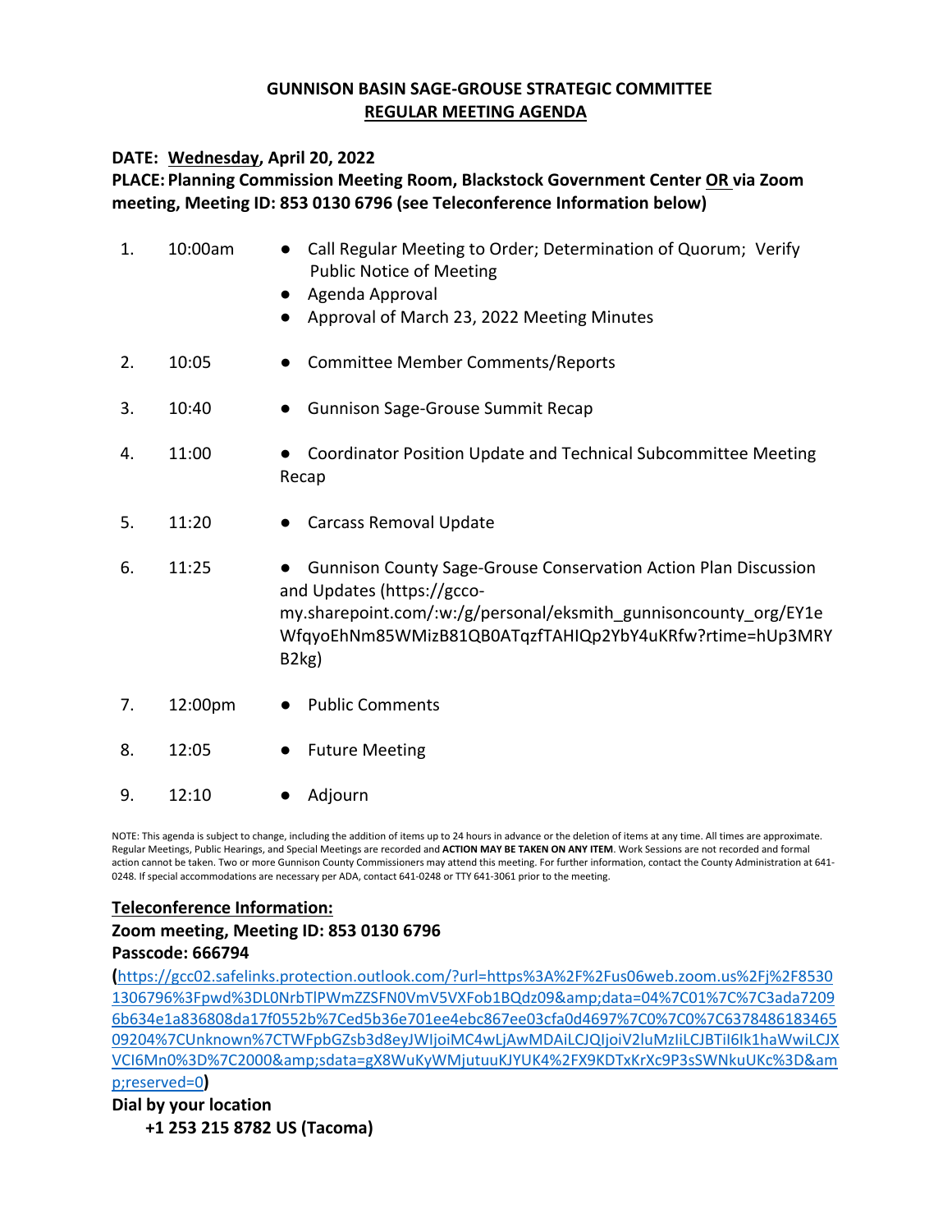# GUNNISON BASIN SAGE-GROUSE STRATEGIC COMMITTEE

## REGULAR MEETING AGENDA

**DATE: Wednesday, April 20, 2022**

**PLACE: Planning Commission Meeting Room, Blackstock Government Center OR via Zoom meeting, Meeting ID: 853 0130 6796 (see Teleconference Information below)**

1. 10:00am
   - Call Regular Meeting to Order; Determination of Quorum; Verify Public Notice of Meeting
   - Agenda Approval
   - Approval of March 23, 2022 Meeting Minutes
2. 10:05
   - Committee Member Comments/Reports
3. 10:40
   - Gunnison Sage-Grouse Summit Recap
4. 11:00
   - Coordinator Position Update and Technical Subcommittee Meeting Recap
5. 11:20
   - Carcass Removal Update
6. 11:25
   - Gunnison County Sage-Grouse Conservation Action Plan Discussion and Updates (https://gcco-my.sharepoint.com/:w:/g/personal/eksmith_gunnisoncounty_org/EY1eWfqyoEhNm85WMizB81QB0ATqzfTAHIQp2YbY4uKRfw?rtime=hUp3MRYB2kg)
7. 12:00pm
   - Public Comments
8. 12:05
   - Future Meeting
9. 12:10
   - Adjourn

NOTE: This agenda is subject to change, including the addition of items up to 24 hours in advance or the deletion of items at any time. All times are approximate. Regular Meetings, Public Hearings, and Special Meetings are recorded and **ACTION MAY BE TAKEN ON ANY ITEM**. Work Sessions are not recorded and formal action cannot be taken. Two or more Gunnison County Commissioners may attend this meeting. For further information, contact the County Administration at 641-0248. If special accommodations are necessary per ADA, contact 641-0248 or TTY 641-3061 prior to the meeting.

**Teleconference Information:**

**Zoom meeting, Meeting ID: 853 0130 6796**

**Passcode: 666794**

**(**https://gcc02.safelinks.protection.outlook.com/?url=https%3A%2F%2Fus06web.zoom.us%2Fj%2F85301306796%3Fpwd%3DL0NrbTlPWmZZSFN0VmV5VXFob1BQdz09&amp;data=04%7C01%7C%7C3ada72096b634e1a836808da17f0552b%7Ced5b36e701ee4ebc867ee03cfa0d4697%7C0%7C0%7C637848618346509204%7CUnknown%7CTWFpbGZsb3d8eyJWIjoiMC4wLjAwMDAiLCJQIjoiV2luMzIiLCJBTiI6Ik1haWwiLCJXVCI6Mn0%3D%7C2000&amp;sdata=gX8WuKyWMjutuuKJYUK4%2FX9KDTxKrXc9P3sSWNkuUKc%3D&amp;reserved=0**)**

**Dial by your location**

**+1 253 215 8782 US (Tacoma)**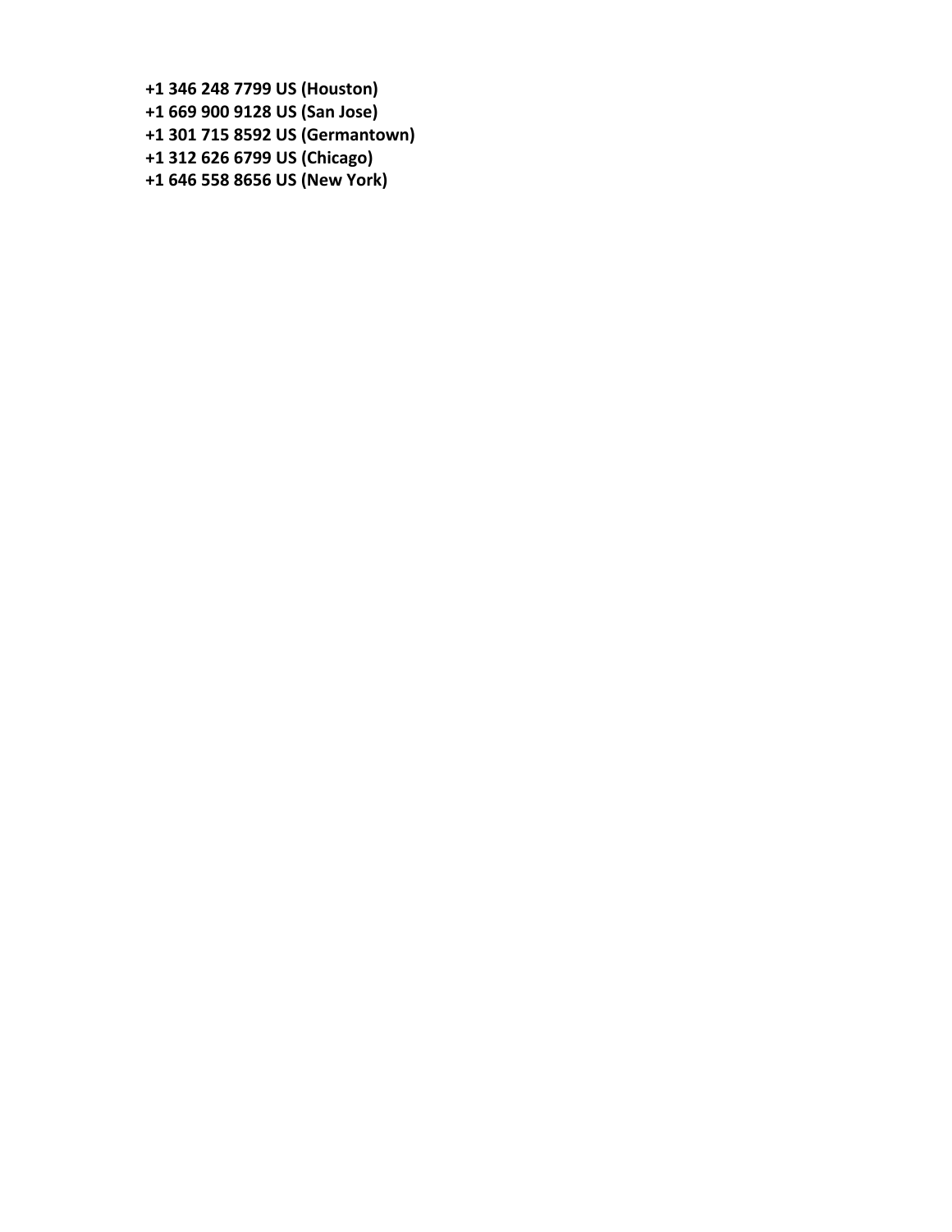**+1 346 248 7799 US (Houston)**
**+1 669 900 9128 US (San Jose)**
**+1 301 715 8592 US (Germantown)**
**+1 312 626 6799 US (Chicago)**
**+1 646 558 8656 US (New York)**